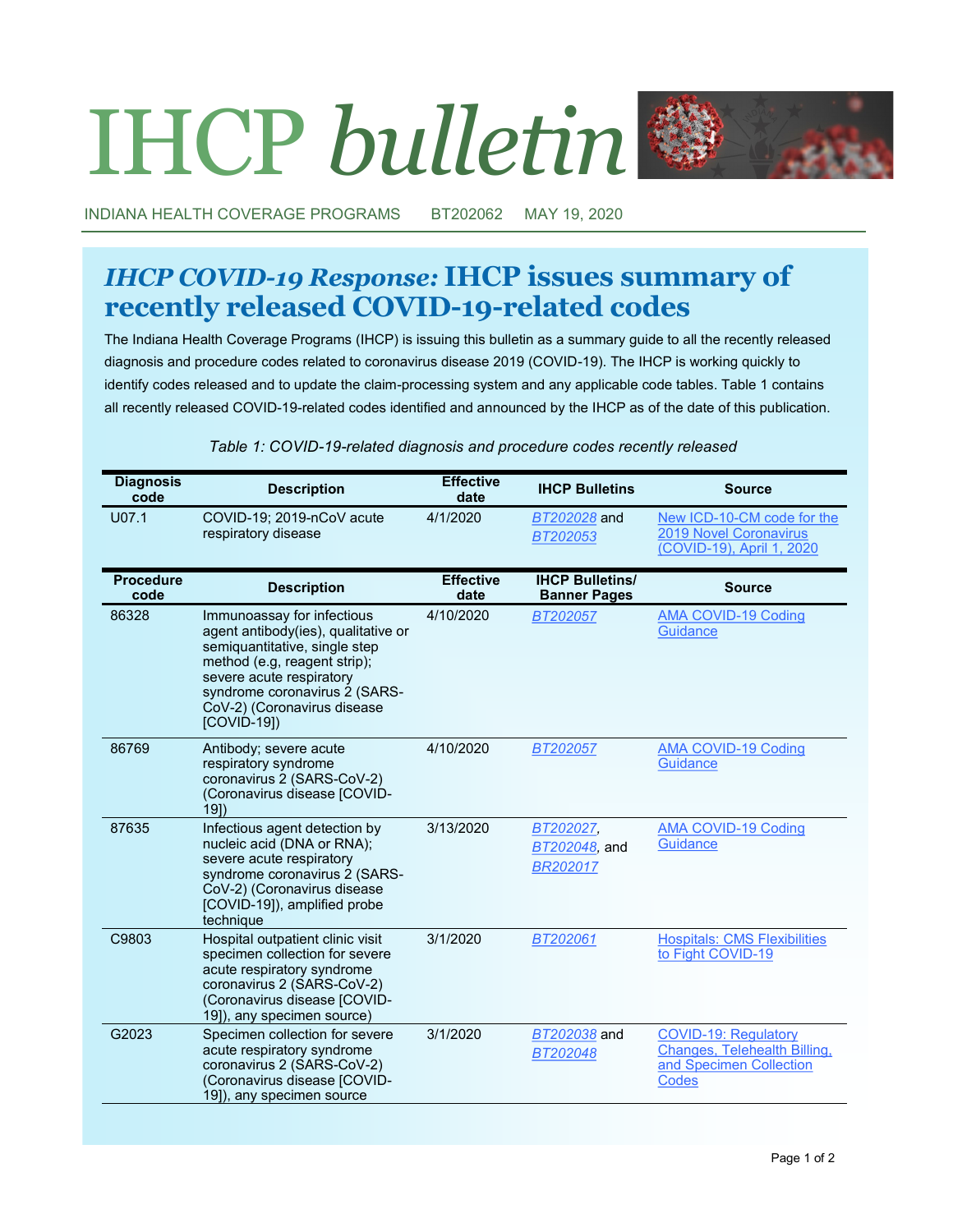# IHCP bulletin

INDIANA HEALTH COVERAGE PROGRAMS BT202062 MAY 19, 2020

## *IHCP COVID-19 Response:* IHCP issues summary of recently released COVID-19-related codes

The Indiana Health Coverage Programs (IHCP) is issuing this bulletin as a summary guide to all the recently released diagnosis and procedure codes related to coronavirus disease 2019 (COVID-19). The IHCP is working quickly to identify codes released and to update the claim-processing system and any applicable code tables. Table 1 contains all recently released COVID-19-related codes identified and announced by the IHCP as of the date of this publication.

*Table 1: COVID-19-related diagnosis and procedure codes recently released*

| Diagnosis code | Description | Effective date | IHCP Bulletins | Source |
|---|---|---|---|---|
| U07.1 | COVID-19; 2019-nCoV acute respiratory disease | 4/1/2020 | *BT202028* and *BT202053* | New ICD-10-CM code for the 2019 Novel Coronavirus (COVID-19), April 1, 2020 |

| Procedure code | Description | Effective date | IHCP Bulletins/ Banner Pages | Source |
|---|---|---|---|---|
| 86328 | Immunoassay for infectious agent antibody(ies), qualitative or semiquantitative, single step method (e.g, reagent strip); severe acute respiratory syndrome coronavirus 2 (SARS-CoV-2) (Coronavirus disease [COVID-19]) | 4/10/2020 | *BT202057* | AMA COVID-19 Coding Guidance |
| 86769 | Antibody; severe acute respiratory syndrome coronavirus 2 (SARS-CoV-2) (Coronavirus disease [COVID-19]) | 4/10/2020 | *BT202057* | AMA COVID-19 Coding Guidance |
| 87635 | Infectious agent detection by nucleic acid (DNA or RNA); severe acute respiratory syndrome coronavirus 2 (SARS-CoV-2) (Coronavirus disease [COVID-19]), amplified probe technique | 3/13/2020 | *BT202027*, *BT202048*, and *BR202017* | AMA COVID-19 Coding Guidance |
| C9803 | Hospital outpatient clinic visit specimen collection for severe acute respiratory syndrome coronavirus 2 (SARS-CoV-2) (Coronavirus disease [COVID-19]), any specimen source) | 3/1/2020 | *BT202061* | Hospitals: CMS Flexibilities to Fight COVID-19 |
| G2023 | Specimen collection for severe acute respiratory syndrome coronavirus 2 (SARS-CoV-2) (Coronavirus disease [COVID-19]), any specimen source | 3/1/2020 | *BT202038* and *BT202048* | COVID-19: Regulatory Changes, Telehealth Billing, and Specimen Collection Codes |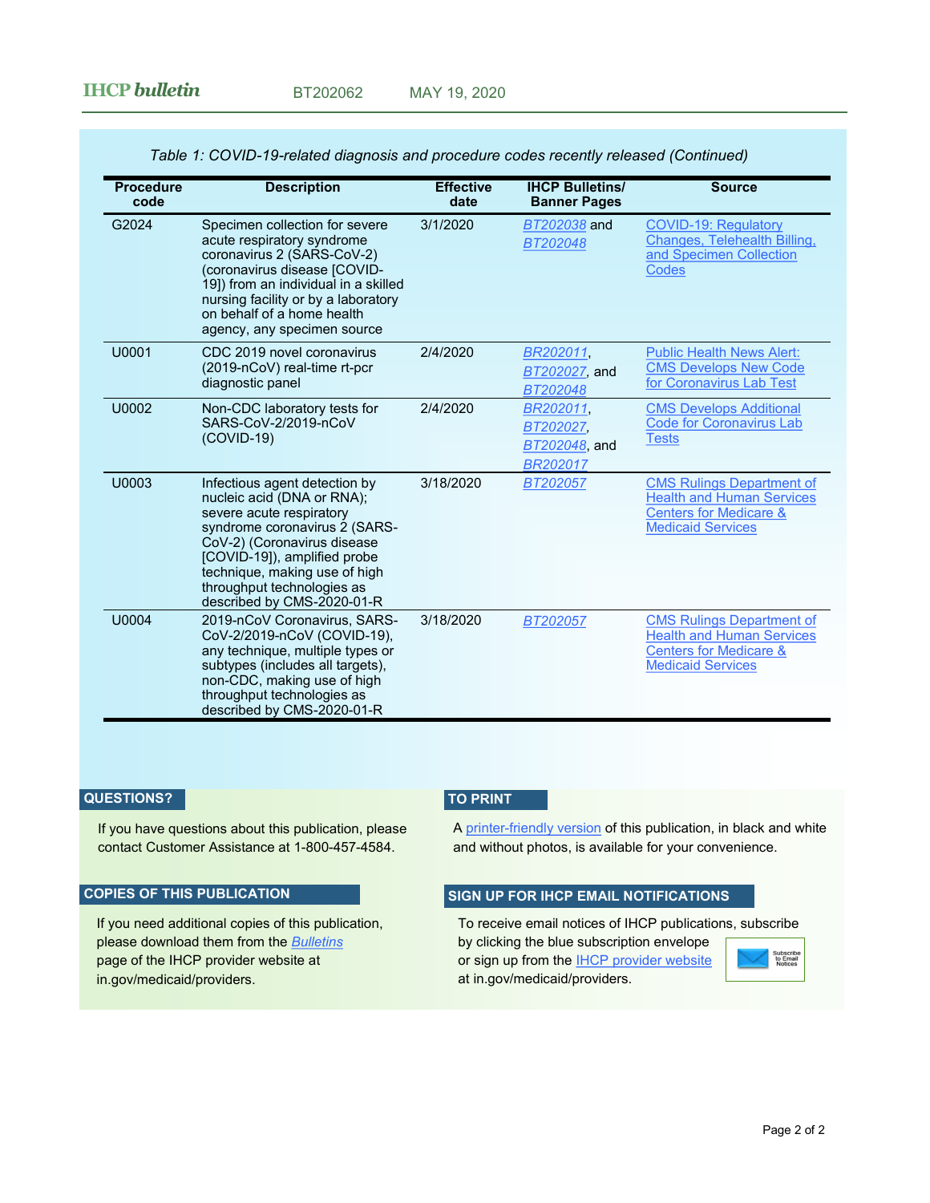*Table 1: COVID-19-related diagnosis and procedure codes recently released (Continued)*

| Procedure code | Description | Effective date | IHCP Bulletins/ Banner Pages | Source |
|---|---|---|---|---|
| G2024 | Specimen collection for severe acute respiratory syndrome coronavirus 2 (SARS-CoV-2) (coronavirus disease [COVID-19]) from an individual in a skilled nursing facility or by a laboratory on behalf of a home health agency, any specimen source | 3/1/2020 | *BT202038* and *BT202048* | COVID-19: Regulatory Changes, Telehealth Billing, and Specimen Collection Codes |
| U0001 | CDC 2019 novel coronavirus (2019-nCoV) real-time rt-pcr diagnostic panel | 2/4/2020 | *BR202011*, *BT202027*, and *BT202048* | Public Health News Alert: CMS Develops New Code for Coronavirus Lab Test |
| U0002 | Non-CDC laboratory tests for SARS-CoV-2/2019-nCoV (COVID-19) | 2/4/2020 | *BR202011*, *BT202027*, *BT202048*, and *BR202017* | CMS Develops Additional Code for Coronavirus Lab Tests |
| U0003 | Infectious agent detection by nucleic acid (DNA or RNA); severe acute respiratory syndrome coronavirus 2 (SARS-CoV-2) (Coronavirus disease [COVID-19]), amplified probe technique, making use of high throughput technologies as described by CMS-2020-01-R | 3/18/2020 | *BT202057* | CMS Rulings Department of Health and Human Services Centers for Medicare & Medicaid Services |
| U0004 | 2019-nCoV Coronavirus, SARS-CoV-2/2019-nCoV (COVID-19), any technique, multiple types or subtypes (includes all targets), non-CDC, making use of high throughput technologies as described by CMS-2020-01-R | 3/18/2020 | *BT202057* | CMS Rulings Department of Health and Human Services Centers for Medicare & Medicaid Services |

## QUESTIONS?

If you have questions about this publication, please contact Customer Assistance at 1-800-457-4584.

## COPIES OF THIS PUBLICATION

If you need additional copies of this publication, please download them from the *Bulletins* page of the IHCP provider website at in.gov/medicaid/providers.

## TO PRINT

A printer-friendly version of this publication, in black and white and without photos, is available for your convenience.

## SIGN UP FOR IHCP EMAIL NOTIFICATIONS

To receive email notices of IHCP publications, subscribe by clicking the blue subscription envelope or sign up from the IHCP provider website at in.gov/medicaid/providers.